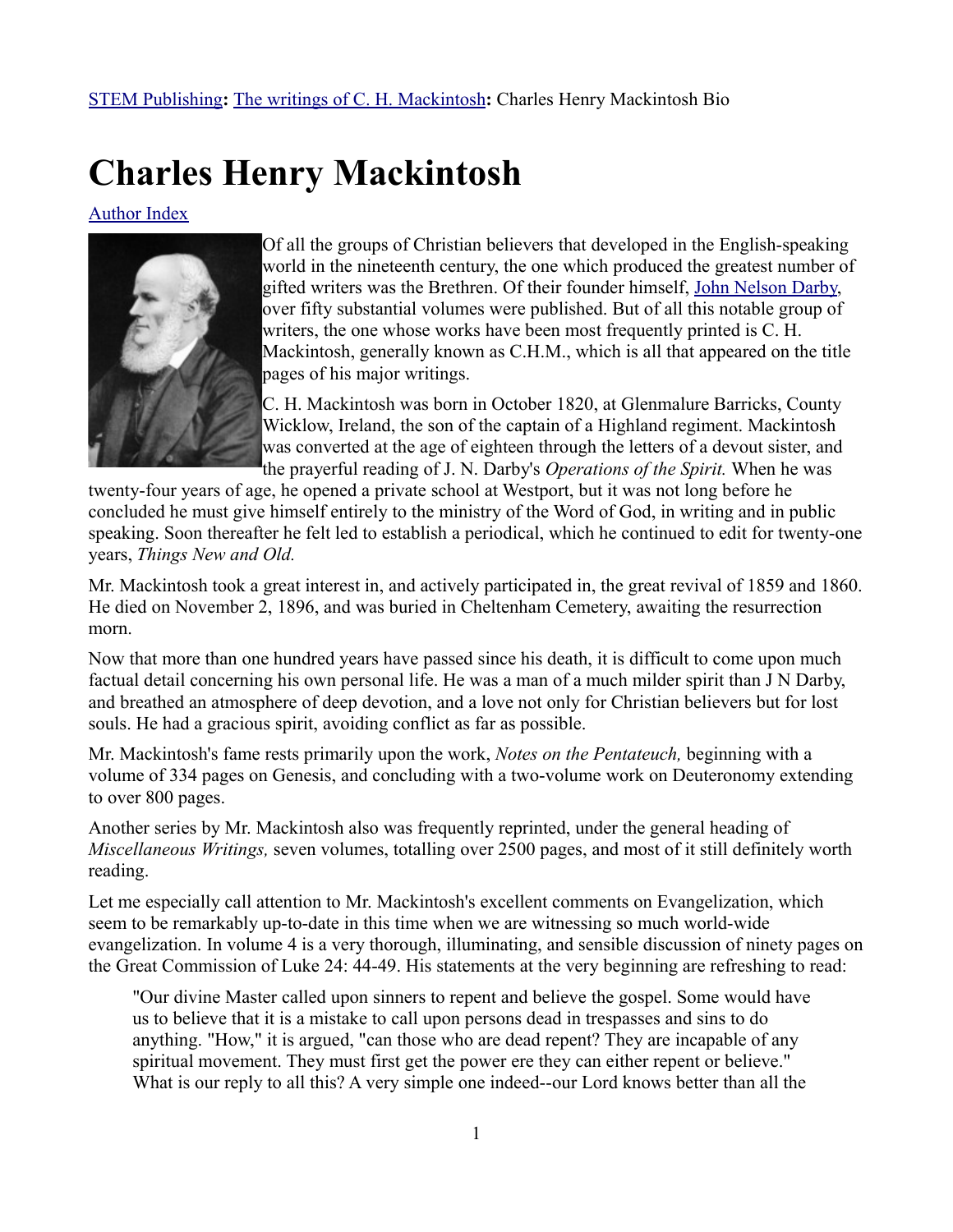[STEM Publishing](#): [The writings of C. H. Mackintosh](#): Charles Henry Mackintosh Bio

# Charles Henry Mackintosh

[Author Index](#)

Of all the groups of Christian believers that developed in the English-speaking world in the nineteenth century, the one which produced the greatest number of gifted writers was the Brethren. Of their founder himself, [John Nelson Darby](#), over fifty substantial volumes were published. But of all this notable group of writers, the one whose works have been most frequently printed is C. H. Mackintosh, generally known as C.H.M., which is all that appeared on the title pages of his major writings.

C. H. Mackintosh was born in October 1820, at Glenmalure Barricks, County Wicklow, Ireland, the son of the captain of a Highland regiment. Mackintosh was converted at the age of eighteen through the letters of a devout sister, and the prayerful reading of J. N. Darby's *Operations of the Spirit.* When he was twenty-four years of age, he opened a private school at Westport, but it was not long before he concluded he must give himself entirely to the ministry of the Word of God, in writing and in public speaking. Soon thereafter he felt led to establish a periodical, which he continued to edit for twenty-one years, *Things New and Old.*

Mr. Mackintosh took a great interest in, and actively participated in, the great revival of 1859 and 1860. He died on November 2, 1896, and was buried in Cheltenham Cemetery, awaiting the resurrection morn.

Now that more than one hundred years have passed since his death, it is difficult to come upon much factual detail concerning his own personal life. He was a man of a much milder spirit than J N Darby, and breathed an atmosphere of deep devotion, and a love not only for Christian believers but for lost souls. He had a gracious spirit, avoiding conflict as far as possible.

Mr. Mackintosh's fame rests primarily upon the work, *Notes on the Pentateuch,* beginning with a volume of 334 pages on Genesis, and concluding with a two-volume work on Deuteronomy extending to over 800 pages.

Another series by Mr. Mackintosh also was frequently reprinted, under the general heading of *Miscellaneous Writings,* seven volumes, totalling over 2500 pages, and most of it still definitely worth reading.

Let me especially call attention to Mr. Mackintosh's excellent comments on Evangelization, which seem to be remarkably up-to-date in this time when we are witnessing so much world-wide evangelization. In volume 4 is a very thorough, illuminating, and sensible discussion of ninety pages on the Great Commission of Luke 24: 44-49. His statements at the very beginning are refreshing to read:

> "Our divine Master called upon sinners to repent and believe the gospel. Some would have us to believe that it is a mistake to call upon persons dead in trespasses and sins to do anything. "How," it is argued, "can those who are dead repent? They are incapable of any spiritual movement. They must first get the power ere they can either repent or believe." What is our reply to all this? A very simple one indeed--our Lord knows better than all the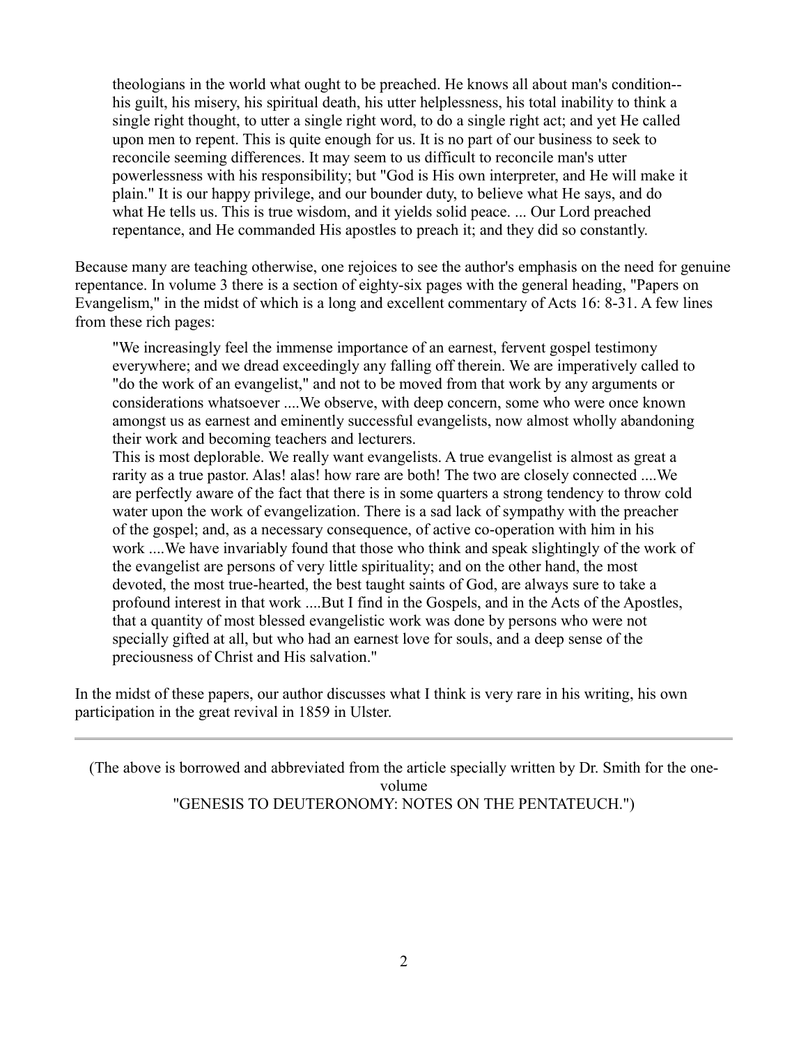> theologians in the world what ought to be preached. He knows all about man's condition--his guilt, his misery, his spiritual death, his utter helplessness, his total inability to think a single right thought, to utter a single right word, to do a single right act; and yet He called upon men to repent. This is quite enough for us. It is no part of our business to seek to reconcile seeming differences. It may seem to us difficult to reconcile man's utter powerlessness with his responsibility; but "God is His own interpreter, and He will make it plain." It is our happy privilege, and our bounder duty, to believe what He says, and do what He tells us. This is true wisdom, and it yields solid peace. ... Our Lord preached repentance, and He commanded His apostles to preach it; and they did so constantly.

Because many are teaching otherwise, one rejoices to see the author's emphasis on the need for genuine repentance. In volume 3 there is a section of eighty-six pages with the general heading, "Papers on Evangelism," in the midst of which is a long and excellent commentary of Acts 16: 8-31. A few lines from these rich pages:

> "We increasingly feel the immense importance of an earnest, fervent gospel testimony everywhere; and we dread exceedingly any falling off therein. We are imperatively called to "do the work of an evangelist," and not to be moved from that work by any arguments or considerations whatsoever ....We observe, with deep concern, some who were once known amongst us as earnest and eminently successful evangelists, now almost wholly abandoning their work and becoming teachers and lecturers.
>
> This is most deplorable. We really want evangelists. A true evangelist is almost as great a rarity as a true pastor. Alas! alas! how rare are both! The two are closely connected ....We are perfectly aware of the fact that there is in some quarters a strong tendency to throw cold water upon the work of evangelization. There is a sad lack of sympathy with the preacher of the gospel; and, as a necessary consequence, of active co-operation with him in his work ....We have invariably found that those who think and speak slightingly of the work of the evangelist are persons of very little spirituality; and on the other hand, the most devoted, the most true-hearted, the best taught saints of God, are always sure to take a profound interest in that work ....But I find in the Gospels, and in the Acts of the Apostles, that a quantity of most blessed evangelistic work was done by persons who were not specially gifted at all, but who had an earnest love for souls, and a deep sense of the preciousness of Christ and His salvation."

In the midst of these papers, our author discusses what I think is very rare in his writing, his own participation in the great revival in 1859 in Ulster.

---

(The above is borrowed and abbreviated from the article specially written by Dr. Smith for the one-volume "GENESIS TO DEUTERONOMY: NOTES ON THE PENTATEUCH.")